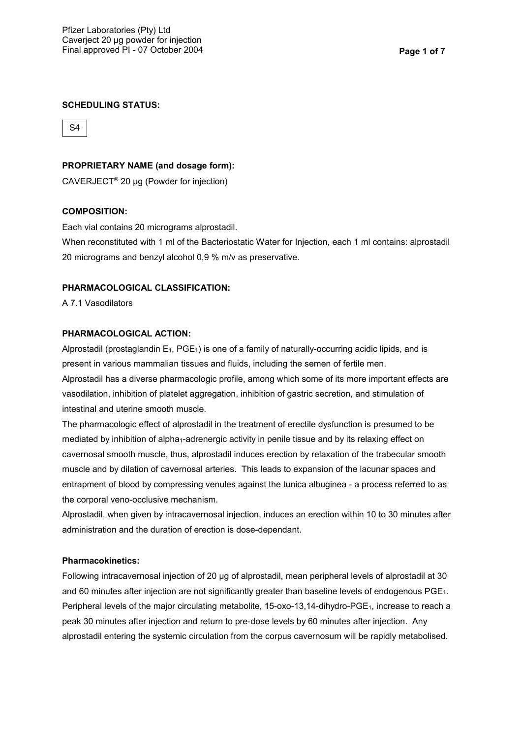**SCHEDULING STATUS:**

S4

**PROPRIETARY NAME (and dosage form):**

CAVERJECT® 20 µg (Powder for injection)

**COMPOSITION:**

Each vial contains 20 micrograms alprostadil.

When reconstituted with 1 ml of the Bacteriostatic Water for Injection, each 1 ml contains: alprostadil 20 micrograms and benzyl alcohol 0,9 % m/v as preservative.

**PHARMACOLOGICAL CLASSIFICATION:**

A 7.1 Vasodilators

**PHARMACOLOGICAL ACTION:**

Alprostadil (prostaglandin $E_1$, $PGE_1$) is one of a family of naturally-occurring acidic lipids, and is present in various mammalian tissues and fluids, including the semen of fertile men.

Alprostadil has a diverse pharmacologic profile, among which some of its more important effects are vasodilation, inhibition of platelet aggregation, inhibition of gastric secretion, and stimulation of intestinal and uterine smooth muscle.

The pharmacologic effect of alprostadil in the treatment of erectile dysfunction is presumed to be mediated by inhibition of $alpha_1$-adrenergic activity in penile tissue and by its relaxing effect on cavernosal smooth muscle, thus, alprostadil induces erection by relaxation of the trabecular smooth muscle and by dilation of cavernosal arteries. This leads to expansion of the lacunar spaces and entrapment of blood by compressing venules against the tunica albuginea - a process referred to as the corporal veno-occlusive mechanism.

Alprostadil, when given by intracavernosal injection, induces an erection within 10 to 30 minutes after administration and the duration of erection is dose-dependant.

**Pharmacokinetics:**

Following intracavernosal injection of 20 µg of alprostadil, mean peripheral levels of alprostadil at 30 and 60 minutes after injection are not significantly greater than baseline levels of endogenous $PGE_1$. Peripheral levels of the major circulating metabolite, 15-oxo-13,14-dihydro-$PGE_1$, increase to reach a peak 30 minutes after injection and return to pre-dose levels by 60 minutes after injection. Any alprostadil entering the systemic circulation from the corpus cavernosum will be rapidly metabolised.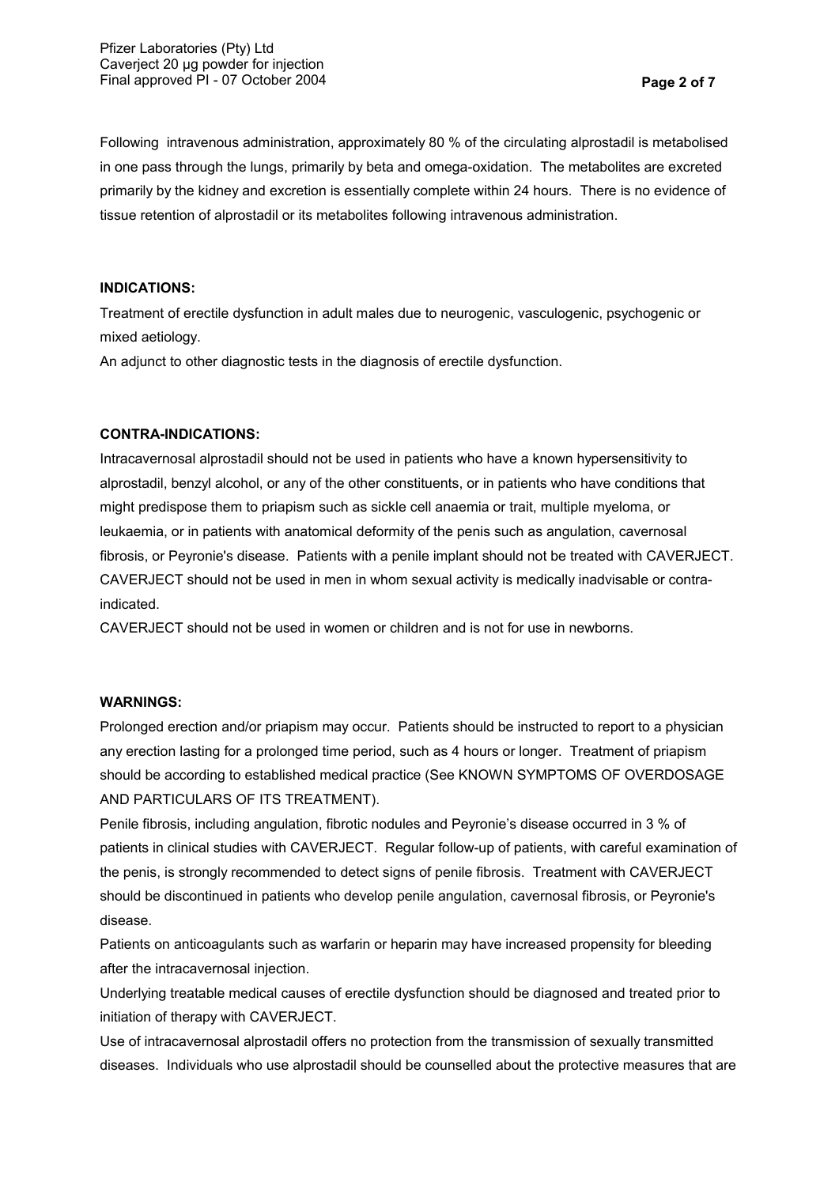Following intravenous administration, approximately 80 % of the circulating alprostadil is metabolised in one pass through the lungs, primarily by beta and omega-oxidation. The metabolites are excreted primarily by the kidney and excretion is essentially complete within 24 hours. There is no evidence of tissue retention of alprostadil or its metabolites following intravenous administration.

**INDICATIONS:**

Treatment of erectile dysfunction in adult males due to neurogenic, vasculogenic, psychogenic or mixed aetiology.

An adjunct to other diagnostic tests in the diagnosis of erectile dysfunction.

**CONTRA-INDICATIONS:**

Intracavernosal alprostadil should not be used in patients who have a known hypersensitivity to alprostadil, benzyl alcohol, or any of the other constituents, or in patients who have conditions that might predispose them to priapism such as sickle cell anaemia or trait, multiple myeloma, or leukaemia, or in patients with anatomical deformity of the penis such as angulation, cavernosal fibrosis, or Peyronie's disease. Patients with a penile implant should not be treated with CAVERJECT. CAVERJECT should not be used in men in whom sexual activity is medically inadvisable or contra-indicated.

CAVERJECT should not be used in women or children and is not for use in newborns.

**WARNINGS:**

Prolonged erection and/or priapism may occur. Patients should be instructed to report to a physician any erection lasting for a prolonged time period, such as 4 hours or longer. Treatment of priapism should be according to established medical practice (See KNOWN SYMPTOMS OF OVERDOSAGE AND PARTICULARS OF ITS TREATMENT).

Penile fibrosis, including angulation, fibrotic nodules and Peyronie's disease occurred in 3 % of patients in clinical studies with CAVERJECT. Regular follow-up of patients, with careful examination of the penis, is strongly recommended to detect signs of penile fibrosis. Treatment with CAVERJECT should be discontinued in patients who develop penile angulation, cavernosal fibrosis, or Peyronie's disease.

Patients on anticoagulants such as warfarin or heparin may have increased propensity for bleeding after the intracavernosal injection.

Underlying treatable medical causes of erectile dysfunction should be diagnosed and treated prior to initiation of therapy with CAVERJECT.

Use of intracavernosal alprostadil offers no protection from the transmission of sexually transmitted diseases. Individuals who use alprostadil should be counselled about the protective measures that are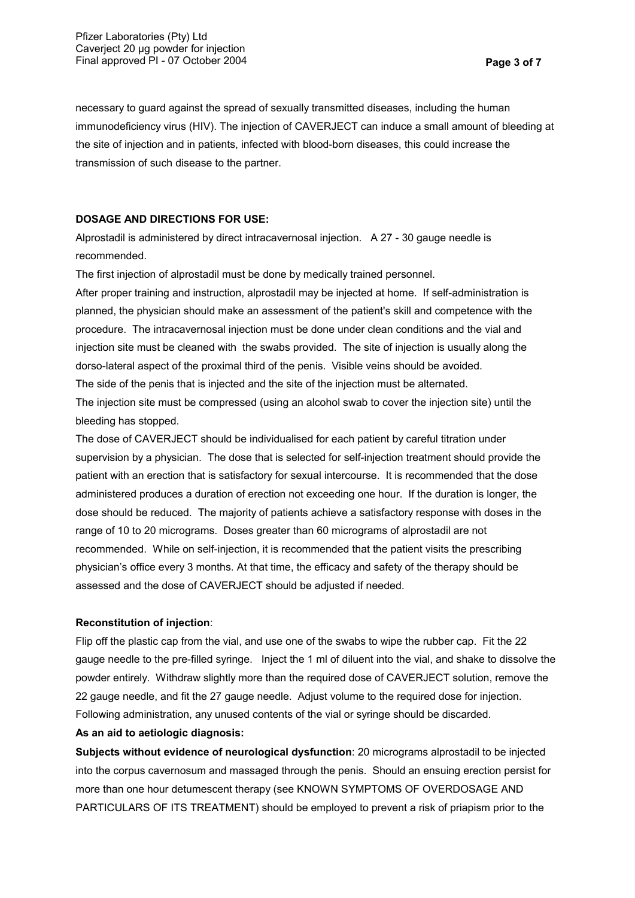necessary to guard against the spread of sexually transmitted diseases, including the human immunodeficiency virus (HIV). The injection of CAVERJECT can induce a small amount of bleeding at the site of injection and in patients, infected with blood-born diseases, this could increase the transmission of such disease to the partner.

**DOSAGE AND DIRECTIONS FOR USE:**

Alprostadil is administered by direct intracavernosal injection. A 27 - 30 gauge needle is recommended.

The first injection of alprostadil must be done by medically trained personnel.

After proper training and instruction, alprostadil may be injected at home. If self-administration is planned, the physician should make an assessment of the patient's skill and competence with the procedure. The intracavernosal injection must be done under clean conditions and the vial and injection site must be cleaned with the swabs provided. The site of injection is usually along the dorso-lateral aspect of the proximal third of the penis. Visible veins should be avoided.

The side of the penis that is injected and the site of the injection must be alternated.

The injection site must be compressed (using an alcohol swab to cover the injection site) until the bleeding has stopped.

The dose of CAVERJECT should be individualised for each patient by careful titration under supervision by a physician. The dose that is selected for self-injection treatment should provide the patient with an erection that is satisfactory for sexual intercourse. It is recommended that the dose administered produces a duration of erection not exceeding one hour. If the duration is longer, the dose should be reduced. The majority of patients achieve a satisfactory response with doses in the range of 10 to 20 micrograms. Doses greater than 60 micrograms of alprostadil are not recommended. While on self-injection, it is recommended that the patient visits the prescribing physician's office every 3 months. At that time, the efficacy and safety of the therapy should be assessed and the dose of CAVERJECT should be adjusted if needed.

**Reconstitution of injection**:

Flip off the plastic cap from the vial, and use one of the swabs to wipe the rubber cap. Fit the 22 gauge needle to the pre-filled syringe. Inject the 1 ml of diluent into the vial, and shake to dissolve the powder entirely. Withdraw slightly more than the required dose of CAVERJECT solution, remove the 22 gauge needle, and fit the 27 gauge needle. Adjust volume to the required dose for injection. Following administration, any unused contents of the vial or syringe should be discarded.

**As an aid to aetiologic diagnosis:**

**Subjects without evidence of neurological dysfunction**: 20 micrograms alprostadil to be injected into the corpus cavernosum and massaged through the penis. Should an ensuing erection persist for more than one hour detumescent therapy (see KNOWN SYMPTOMS OF OVERDOSAGE AND PARTICULARS OF ITS TREATMENT) should be employed to prevent a risk of priapism prior to the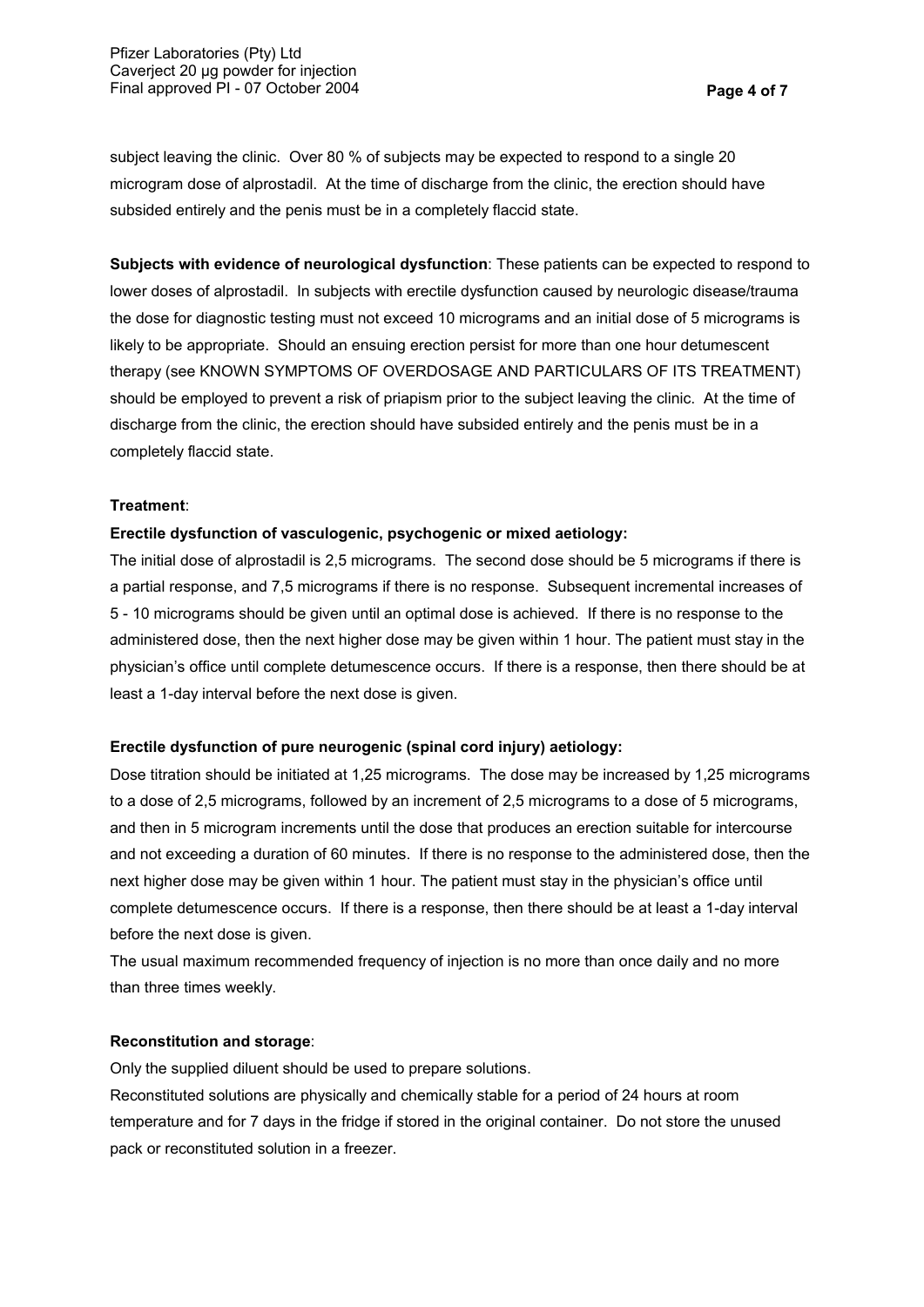subject leaving the clinic. Over 80 % of subjects may be expected to respond to a single 20 microgram dose of alprostadil. At the time of discharge from the clinic, the erection should have subsided entirely and the penis must be in a completely flaccid state.

**Subjects with evidence of neurological dysfunction**: These patients can be expected to respond to lower doses of alprostadil. In subjects with erectile dysfunction caused by neurologic disease/trauma the dose for diagnostic testing must not exceed 10 micrograms and an initial dose of 5 micrograms is likely to be appropriate. Should an ensuing erection persist for more than one hour detumescent therapy (see KNOWN SYMPTOMS OF OVERDOSAGE AND PARTICULARS OF ITS TREATMENT) should be employed to prevent a risk of priapism prior to the subject leaving the clinic. At the time of discharge from the clinic, the erection should have subsided entirely and the penis must be in a completely flaccid state.

**Treatment**:

**Erectile dysfunction of vasculogenic, psychogenic or mixed aetiology:**

The initial dose of alprostadil is 2,5 micrograms. The second dose should be 5 micrograms if there is a partial response, and 7,5 micrograms if there is no response. Subsequent incremental increases of 5 - 10 micrograms should be given until an optimal dose is achieved. If there is no response to the administered dose, then the next higher dose may be given within 1 hour. The patient must stay in the physician's office until complete detumescence occurs. If there is a response, then there should be at least a 1-day interval before the next dose is given.

**Erectile dysfunction of pure neurogenic (spinal cord injury) aetiology:**

Dose titration should be initiated at 1,25 micrograms. The dose may be increased by 1,25 micrograms to a dose of 2,5 micrograms, followed by an increment of 2,5 micrograms to a dose of 5 micrograms, and then in 5 microgram increments until the dose that produces an erection suitable for intercourse and not exceeding a duration of 60 minutes. If there is no response to the administered dose, then the next higher dose may be given within 1 hour. The patient must stay in the physician's office until complete detumescence occurs. If there is a response, then there should be at least a 1-day interval before the next dose is given.

The usual maximum recommended frequency of injection is no more than once daily and no more than three times weekly.

**Reconstitution and storage**:

Only the supplied diluent should be used to prepare solutions.

Reconstituted solutions are physically and chemically stable for a period of 24 hours at room temperature and for 7 days in the fridge if stored in the original container. Do not store the unused pack or reconstituted solution in a freezer.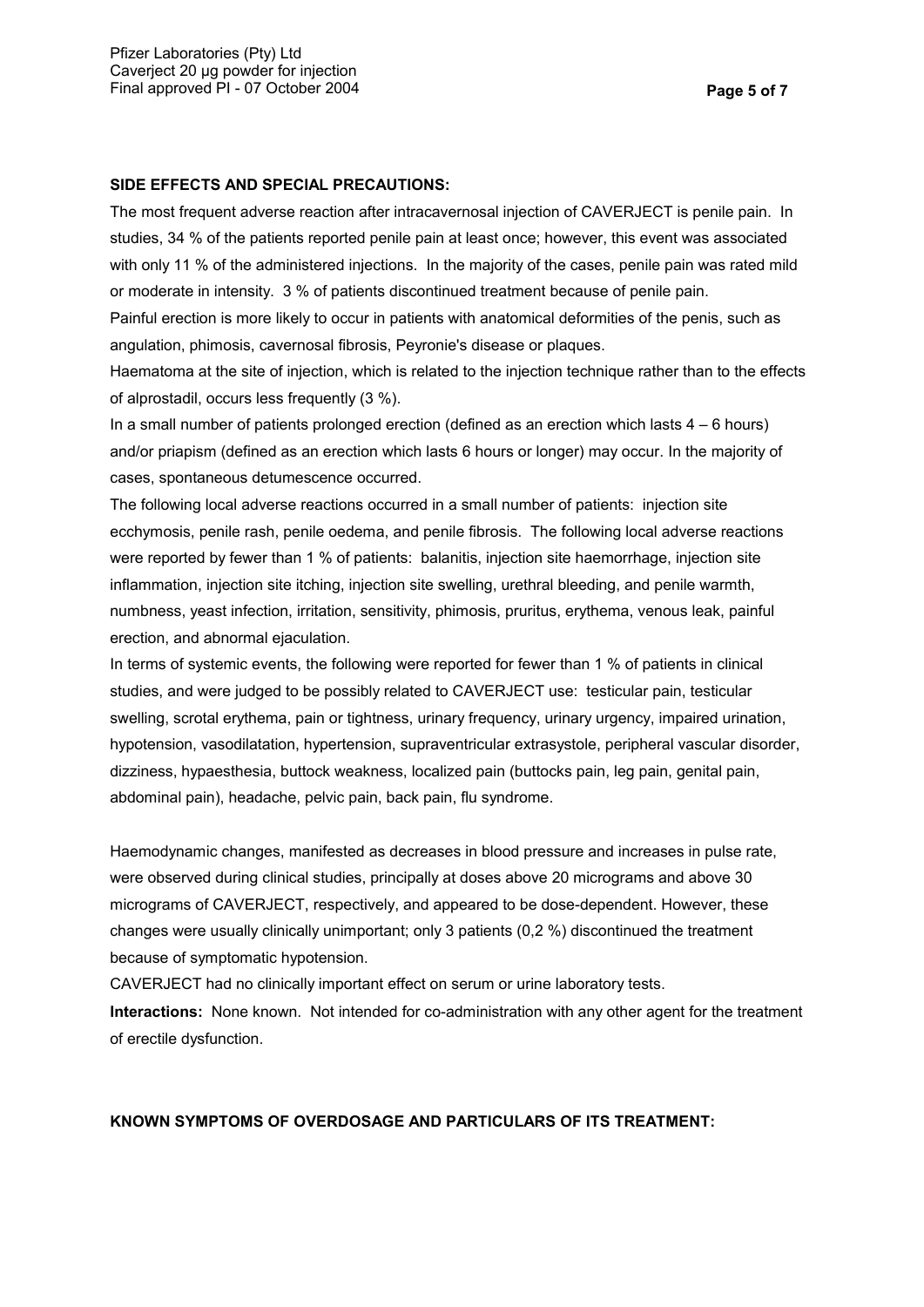**SIDE EFFECTS AND SPECIAL PRECAUTIONS:**

The most frequent adverse reaction after intracavernosal injection of CAVERJECT is penile pain. In studies, 34 % of the patients reported penile pain at least once; however, this event was associated with only 11 % of the administered injections. In the majority of the cases, penile pain was rated mild or moderate in intensity. 3 % of patients discontinued treatment because of penile pain.

Painful erection is more likely to occur in patients with anatomical deformities of the penis, such as angulation, phimosis, cavernosal fibrosis, Peyronie's disease or plaques.

Haematoma at the site of injection, which is related to the injection technique rather than to the effects of alprostadil, occurs less frequently (3 %).

In a small number of patients prolonged erection (defined as an erection which lasts 4 – 6 hours) and/or priapism (defined as an erection which lasts 6 hours or longer) may occur. In the majority of cases, spontaneous detumescence occurred.

The following local adverse reactions occurred in a small number of patients: injection site ecchymosis, penile rash, penile oedema, and penile fibrosis. The following local adverse reactions were reported by fewer than 1 % of patients: balanitis, injection site haemorrhage, injection site inflammation, injection site itching, injection site swelling, urethral bleeding, and penile warmth, numbness, yeast infection, irritation, sensitivity, phimosis, pruritus, erythema, venous leak, painful erection, and abnormal ejaculation.

In terms of systemic events, the following were reported for fewer than 1 % of patients in clinical studies, and were judged to be possibly related to CAVERJECT use: testicular pain, testicular swelling, scrotal erythema, pain or tightness, urinary frequency, urinary urgency, impaired urination, hypotension, vasodilatation, hypertension, supraventricular extrasystole, peripheral vascular disorder, dizziness, hypaesthesia, buttock weakness, localized pain (buttocks pain, leg pain, genital pain, abdominal pain), headache, pelvic pain, back pain, flu syndrome.

Haemodynamic changes, manifested as decreases in blood pressure and increases in pulse rate, were observed during clinical studies, principally at doses above 20 micrograms and above 30 micrograms of CAVERJECT, respectively, and appeared to be dose-dependent. However, these changes were usually clinically unimportant; only 3 patients (0,2 %) discontinued the treatment because of symptomatic hypotension.

CAVERJECT had no clinically important effect on serum or urine laboratory tests.

**Interactions:** None known. Not intended for co-administration with any other agent for the treatment of erectile dysfunction.

**KNOWN SYMPTOMS OF OVERDOSAGE AND PARTICULARS OF ITS TREATMENT:**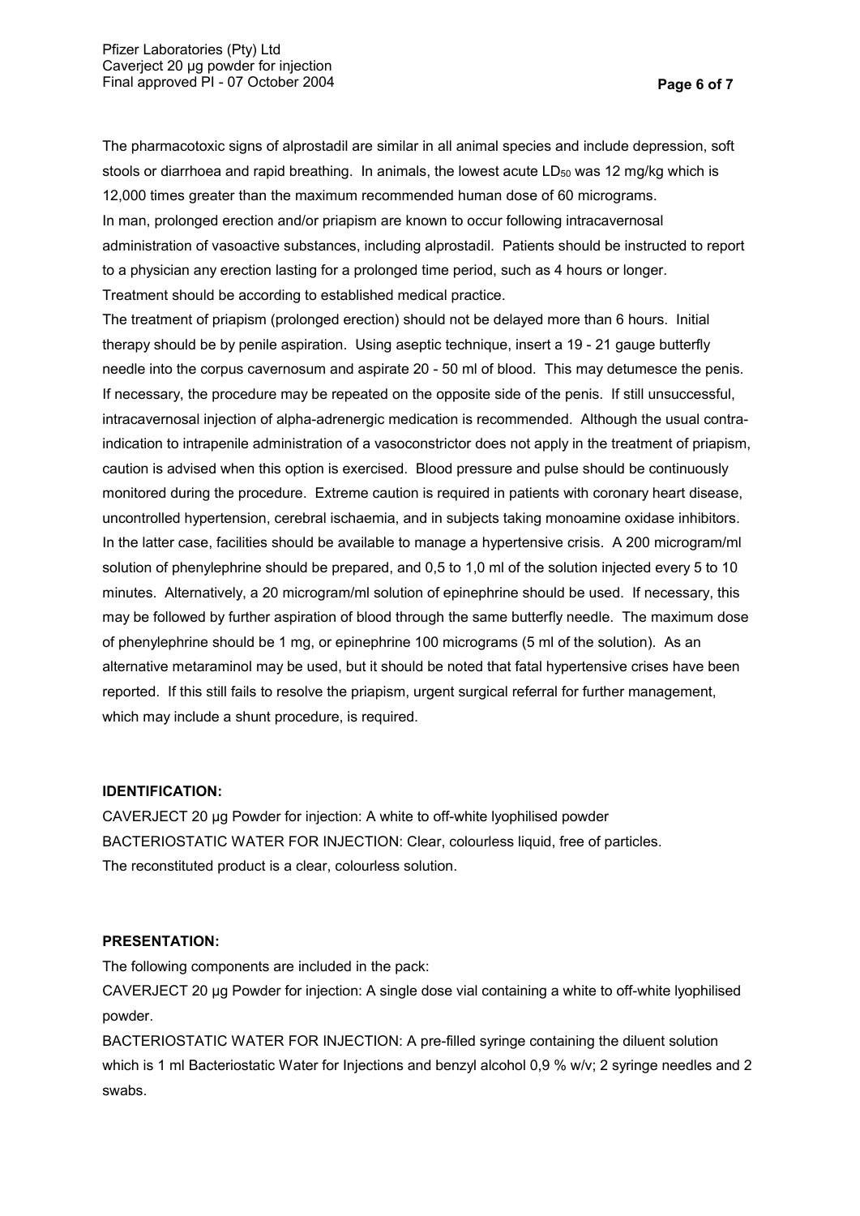The pharmacotoxic signs of alprostadil are similar in all animal species and include depression, soft stools or diarrhoea and rapid breathing. In animals, the lowest acute $LD_{50}$ was 12 mg/kg which is 12,000 times greater than the maximum recommended human dose of 60 micrograms.

In man, prolonged erection and/or priapism are known to occur following intracavernosal administration of vasoactive substances, including alprostadil. Patients should be instructed to report to a physician any erection lasting for a prolonged time period, such as 4 hours or longer. Treatment should be according to established medical practice.

The treatment of priapism (prolonged erection) should not be delayed more than 6 hours. Initial therapy should be by penile aspiration. Using aseptic technique, insert a 19 - 21 gauge butterfly needle into the corpus cavernosum and aspirate 20 - 50 ml of blood. This may detumesce the penis. If necessary, the procedure may be repeated on the opposite side of the penis. If still unsuccessful, intracavernosal injection of alpha-adrenergic medication is recommended. Although the usual contra-indication to intrapenile administration of a vasoconstrictor does not apply in the treatment of priapism, caution is advised when this option is exercised. Blood pressure and pulse should be continuously monitored during the procedure. Extreme caution is required in patients with coronary heart disease, uncontrolled hypertension, cerebral ischaemia, and in subjects taking monoamine oxidase inhibitors. In the latter case, facilities should be available to manage a hypertensive crisis. A 200 microgram/ml solution of phenylephrine should be prepared, and 0,5 to 1,0 ml of the solution injected every 5 to 10 minutes. Alternatively, a 20 microgram/ml solution of epinephrine should be used. If necessary, this may be followed by further aspiration of blood through the same butterfly needle. The maximum dose of phenylephrine should be 1 mg, or epinephrine 100 micrograms (5 ml of the solution). As an alternative metaraminol may be used, but it should be noted that fatal hypertensive crises have been reported. If this still fails to resolve the priapism, urgent surgical referral for further management, which may include a shunt procedure, is required.

**IDENTIFICATION:**

CAVERJECT 20 µg Powder for injection: A white to off-white lyophilised powder

BACTERIOSTATIC WATER FOR INJECTION: Clear, colourless liquid, free of particles.

The reconstituted product is a clear, colourless solution.

**PRESENTATION:**

The following components are included in the pack:

CAVERJECT 20 µg Powder for injection: A single dose vial containing a white to off-white lyophilised powder.

BACTERIOSTATIC WATER FOR INJECTION: A pre-filled syringe containing the diluent solution which is 1 ml Bacteriostatic Water for Injections and benzyl alcohol 0,9 % w/v; 2 syringe needles and 2 swabs.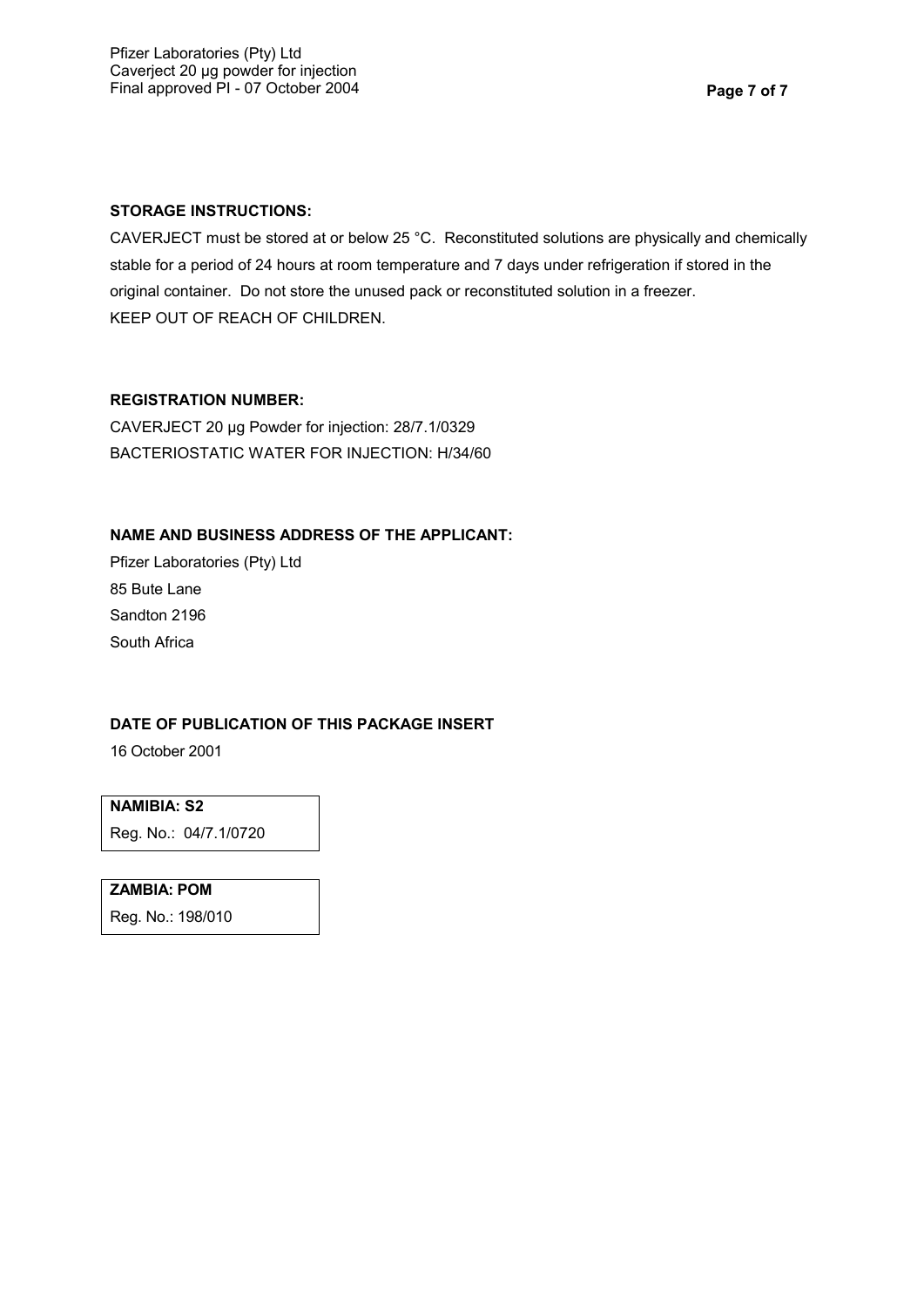**STORAGE INSTRUCTIONS:**

CAVERJECT must be stored at or below 25 °C. Reconstituted solutions are physically and chemically stable for a period of 24 hours at room temperature and 7 days under refrigeration if stored in the original container. Do not store the unused pack or reconstituted solution in a freezer.
KEEP OUT OF REACH OF CHILDREN.

**REGISTRATION NUMBER:**

CAVERJECT 20 µg Powder for injection: 28/7.1/0329
BACTERIOSTATIC WATER FOR INJECTION: H/34/60

**NAME AND BUSINESS ADDRESS OF THE APPLICANT:**

Pfizer Laboratories (Pty) Ltd
85 Bute Lane
Sandton 2196
South Africa

**DATE OF PUBLICATION OF THIS PACKAGE INSERT**

16 October 2001

**NAMIBIA: S2**
Reg. No.: 04/7.1/0720

**ZAMBIA: POM**
Reg. No.: 198/010